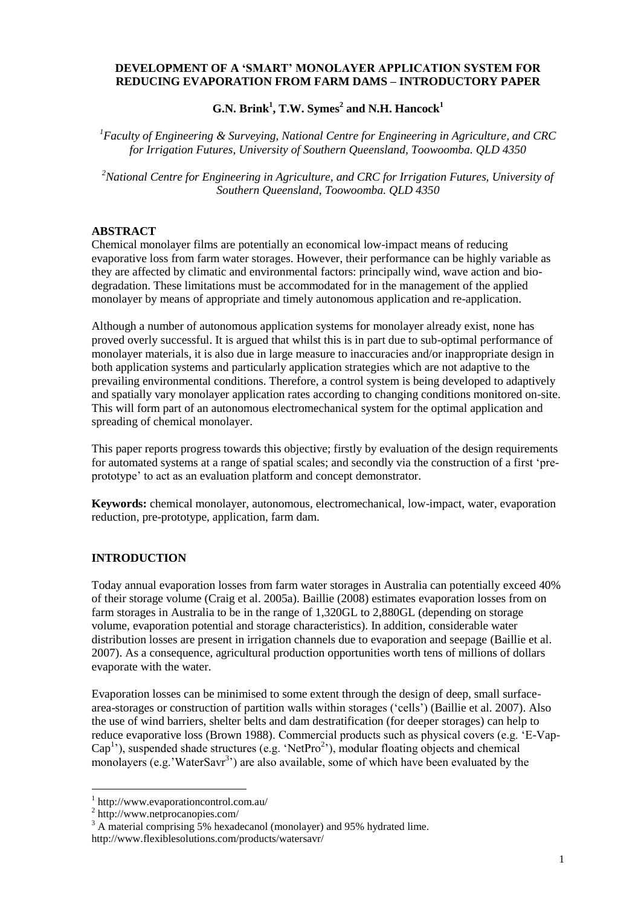# DEVELOPMENT OF A 'SMART' MONOLAYER APPLICATION SYSTEM FOR REDUCING EVAPORATION FROM FARM DAMS – INTRODUCTORY PAPER

**G.N. Brink[1], T.W. Symes[2] and N.H. Hancock[1]**

*[1]Faculty of Engineering & Surveying, National Centre for Engineering in Agriculture, and CRC for Irrigation Futures, University of Southern Queensland, Toowoomba. QLD 4350*

*[2]National Centre for Engineering in Agriculture, and CRC for Irrigation Futures, University of Southern Queensland, Toowoomba. QLD 4350*

## ABSTRACT

Chemical monolayer films are potentially an economical low-impact means of reducing evaporative loss from farm water storages. However, their performance can be highly variable as they are affected by climatic and environmental factors: principally wind, wave action and bio-degradation. These limitations must be accommodated for in the management of the applied monolayer by means of appropriate and timely autonomous application and re-application.

Although a number of autonomous application systems for monolayer already exist, none has proved overly successful. It is argued that whilst this is in part due to sub-optimal performance of monolayer materials, it is also due in large measure to inaccuracies and/or inappropriate design in both application systems and particularly application strategies which are not adaptive to the prevailing environmental conditions. Therefore, a control system is being developed to adaptively and spatially vary monolayer application rates according to changing conditions monitored on-site. This will form part of an autonomous electromechanical system for the optimal application and spreading of chemical monolayer.

This paper reports progress towards this objective; firstly by evaluation of the design requirements for automated systems at a range of spatial scales; and secondly via the construction of a first 'pre-prototype' to act as an evaluation platform and concept demonstrator.

**Keywords:** chemical monolayer, autonomous, electromechanical, low-impact, water, evaporation reduction, pre-prototype, application, farm dam.

## INTRODUCTION

Today annual evaporation losses from farm water storages in Australia can potentially exceed 40% of their storage volume (Craig et al. 2005a). Baillie (2008) estimates evaporation losses from on farm storages in Australia to be in the range of 1,320GL to 2,880GL (depending on storage volume, evaporation potential and storage characteristics). In addition, considerable water distribution losses are present in irrigation channels due to evaporation and seepage (Baillie et al. 2007). As a consequence, agricultural production opportunities worth tens of millions of dollars evaporate with the water.

Evaporation losses can be minimised to some extent through the design of deep, small surface-area-storages or construction of partition walls within storages ('cells') (Baillie et al. 2007). Also the use of wind barriers, shelter belts and dam destratification (for deeper storages) can help to reduce evaporative loss (Brown 1988). Commercial products such as physical covers (e.g. 'E-Vap-Cap[1]'), suspended shade structures (e.g. 'NetPro[2]'), modular floating objects and chemical monolayers (e.g.'WaterSavr[3]') are also available, some of which have been evaluated by the

[1] http://www.evaporationcontrol.com.au/

[2] http://www.netprocanopies.com/

[3] A material comprising 5% hexadecanol (monolayer) and 95% hydrated lime.
http://www.flexiblesolutions.com/products/watersavr/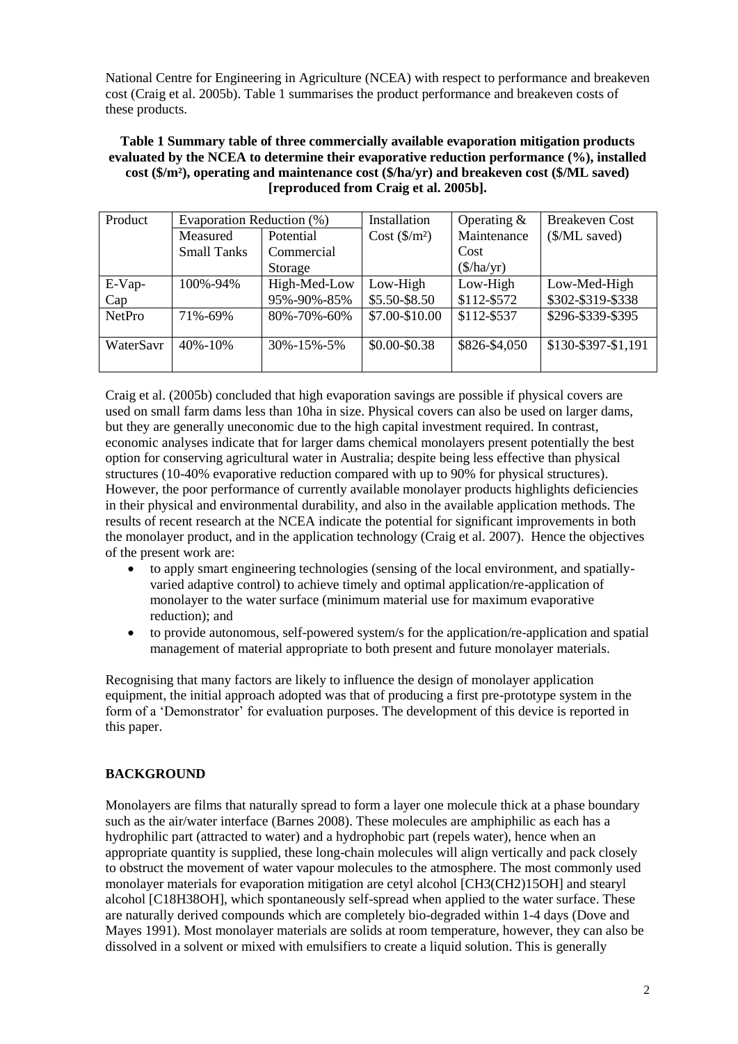National Centre for Engineering in Agriculture (NCEA) with respect to performance and breakeven cost (Craig et al. 2005b). Table 1 summarises the product performance and breakeven costs of these products.

**Table 1 Summary table of three commercially available evaporation mitigation products evaluated by the NCEA to determine their evaporative reduction performance (%), installed cost ($/m²), operating and maintenance cost ($/ha/yr) and breakeven cost ($/ML saved) [reproduced from Craig et al. 2005b].**

| Product | Evaporation Reduction (%) | | Installation Cost ($/m²) | Operating & Maintenance Cost ($/ha/yr) | Breakeven Cost ($/ML saved) |
|---|---|---|---|---|---|
| | Measured Small Tanks | Potential Commercial Storage | | | |
| E-Vap-Cap | 100%-94% | High-Med-Low 95%-90%-85% | Low-High $5.50-$8.50 | Low-High $112-$572 | Low-Med-High $302-$319-$338 |
| NetPro | 71%-69% | 80%-70%-60% | $7.00-$10.00 | $112-$537 | $296-$339-$395 |
| WaterSavr | 40%-10% | 30%-15%-5% | $0.00-$0.38 | $826-$4,050 | $130-$397-$1,191 |

Craig et al. (2005b) concluded that high evaporation savings are possible if physical covers are used on small farm dams less than 10ha in size. Physical covers can also be used on larger dams, but they are generally uneconomic due to the high capital investment required. In contrast, economic analyses indicate that for larger dams chemical monolayers present potentially the best option for conserving agricultural water in Australia; despite being less effective than physical structures (10-40% evaporative reduction compared with up to 90% for physical structures). However, the poor performance of currently available monolayer products highlights deficiencies in their physical and environmental durability, and also in the available application methods. The results of recent research at the NCEA indicate the potential for significant improvements in both the monolayer product, and in the application technology (Craig et al. 2007). Hence the objectives of the present work are:

- to apply smart engineering technologies (sensing of the local environment, and spatially-varied adaptive control) to achieve timely and optimal application/re-application of monolayer to the water surface (minimum material use for maximum evaporative reduction); and
- to provide autonomous, self-powered system/s for the application/re-application and spatial management of material appropriate to both present and future monolayer materials.

Recognising that many factors are likely to influence the design of monolayer application equipment, the initial approach adopted was that of producing a first pre-prototype system in the form of a 'Demonstrator' for evaluation purposes. The development of this device is reported in this paper.

## BACKGROUND

Monolayers are films that naturally spread to form a layer one molecule thick at a phase boundary such as the air/water interface (Barnes 2008). These molecules are amphiphilic as each has a hydrophilic part (attracted to water) and a hydrophobic part (repels water), hence when an appropriate quantity is supplied, these long-chain molecules will align vertically and pack closely to obstruct the movement of water vapour molecules to the atmosphere. The most commonly used monolayer materials for evaporation mitigation are cetyl alcohol [$CH_3(CH_2)_{15}OH$] and stearyl alcohol [$C_{18}H_{38}OH$], which spontaneously self-spread when applied to the water surface. These are naturally derived compounds which are completely bio-degraded within 1-4 days (Dove and Mayes 1991). Most monolayer materials are solids at room temperature, however, they can also be dissolved in a solvent or mixed with emulsifiers to create a liquid solution. This is generally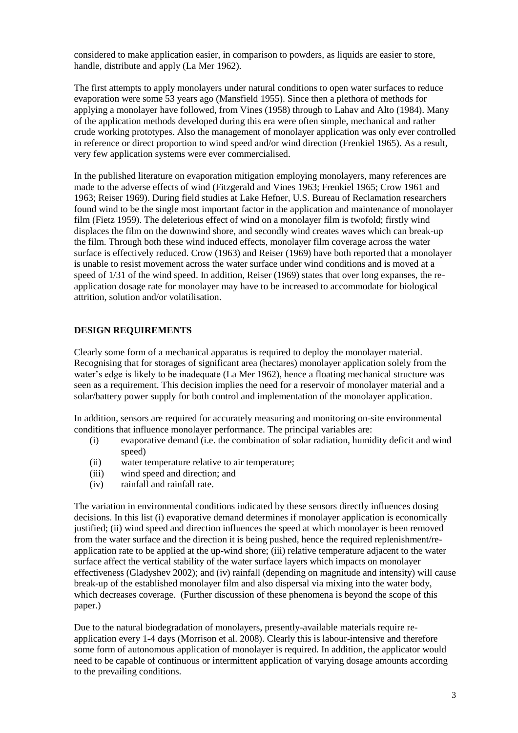considered to make application easier, in comparison to powders, as liquids are easier to store, handle, distribute and apply (La Mer 1962).

The first attempts to apply monolayers under natural conditions to open water surfaces to reduce evaporation were some 53 years ago (Mansfield 1955). Since then a plethora of methods for applying a monolayer have followed, from Vines (1958) through to Lahav and Alto (1984). Many of the application methods developed during this era were often simple, mechanical and rather crude working prototypes. Also the management of monolayer application was only ever controlled in reference or direct proportion to wind speed and/or wind direction (Frenkiel 1965). As a result, very few application systems were ever commercialised.

In the published literature on evaporation mitigation employing monolayers, many references are made to the adverse effects of wind (Fitzgerald and Vines 1963; Frenkiel 1965; Crow 1961 and 1963; Reiser 1969). During field studies at Lake Hefner, U.S. Bureau of Reclamation researchers found wind to be the single most important factor in the application and maintenance of monolayer film (Fietz 1959). The deleterious effect of wind on a monolayer film is twofold; firstly wind displaces the film on the downwind shore, and secondly wind creates waves which can break-up the film. Through both these wind induced effects, monolayer film coverage across the water surface is effectively reduced. Crow (1963) and Reiser (1969) have both reported that a monolayer is unable to resist movement across the water surface under wind conditions and is moved at a speed of 1/31 of the wind speed. In addition, Reiser (1969) states that over long expanses, the re-application dosage rate for monolayer may have to be increased to accommodate for biological attrition, solution and/or volatilisation.

## DESIGN REQUIREMENTS

Clearly some form of a mechanical apparatus is required to deploy the monolayer material. Recognising that for storages of significant area (hectares) monolayer application solely from the water's edge is likely to be inadequate (La Mer 1962), hence a floating mechanical structure was seen as a requirement. This decision implies the need for a reservoir of monolayer material and a solar/battery power supply for both control and implementation of the monolayer application.

In addition, sensors are required for accurately measuring and monitoring on-site environmental conditions that influence monolayer performance. The principal variables are:

(i) evaporative demand (i.e. the combination of solar radiation, humidity deficit and wind speed)
(ii) water temperature relative to air temperature;
(iii) wind speed and direction; and
(iv) rainfall and rainfall rate.

The variation in environmental conditions indicated by these sensors directly influences dosing decisions. In this list (i) evaporative demand determines if monolayer application is economically justified; (ii) wind speed and direction influences the speed at which monolayer is been removed from the water surface and the direction it is being pushed, hence the required replenishment/re-application rate to be applied at the up-wind shore; (iii) relative temperature adjacent to the water surface affect the vertical stability of the water surface layers which impacts on monolayer effectiveness (Gladyshev 2002); and (iv) rainfall (depending on magnitude and intensity) will cause break-up of the established monolayer film and also dispersal via mixing into the water body, which decreases coverage. (Further discussion of these phenomena is beyond the scope of this paper.)

Due to the natural biodegradation of monolayers, presently-available materials require re-application every 1-4 days (Morrison et al. 2008). Clearly this is labour-intensive and therefore some form of autonomous application of monolayer is required. In addition, the applicator would need to be capable of continuous or intermittent application of varying dosage amounts according to the prevailing conditions.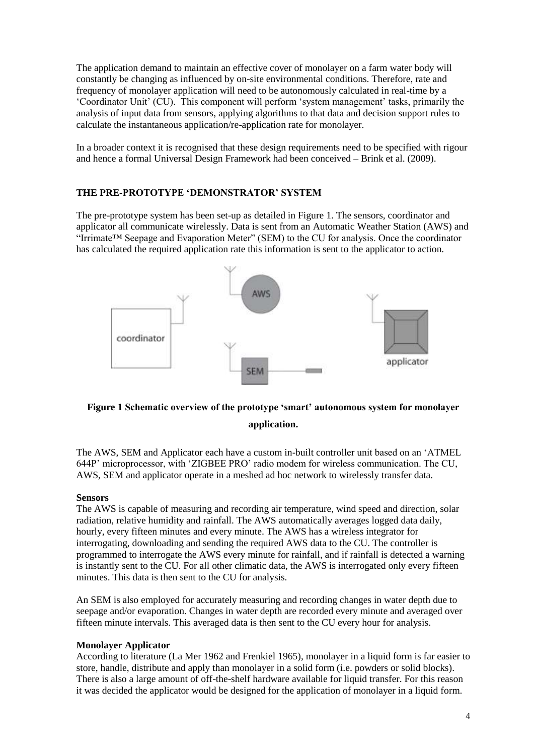The application demand to maintain an effective cover of monolayer on a farm water body will constantly be changing as influenced by on-site environmental conditions. Therefore, rate and frequency of monolayer application will need to be autonomously calculated in real-time by a 'Coordinator Unit' (CU). This component will perform 'system management' tasks, primarily the analysis of input data from sensors, applying algorithms to that data and decision support rules to calculate the instantaneous application/re-application rate for monolayer.

In a broader context it is recognised that these design requirements need to be specified with rigour and hence a formal Universal Design Framework had been conceived – Brink et al. (2009).

## THE PRE-PROTOTYPE 'DEMONSTRATOR' SYSTEM

The pre-prototype system has been set-up as detailed in Figure 1. The sensors, coordinator and applicator all communicate wirelessly. Data is sent from an Automatic Weather Station (AWS) and "Irrimate™ Seepage and Evaporation Meter" (SEM) to the CU for analysis. Once the coordinator has calculated the required application rate this information is sent to the applicator to action.

**Figure 1 Schematic overview of the prototype 'smart' autonomous system for monolayer application.**

The AWS, SEM and Applicator each have a custom in-built controller unit based on an 'ATMEL 644P' microprocessor, with 'ZIGBEE PRO' radio modem for wireless communication. The CU, AWS, SEM and applicator operate in a meshed ad hoc network to wirelessly transfer data.

### Sensors

The AWS is capable of measuring and recording air temperature, wind speed and direction, solar radiation, relative humidity and rainfall. The AWS automatically averages logged data daily, hourly, every fifteen minutes and every minute. The AWS has a wireless integrator for interrogating, downloading and sending the required AWS data to the CU. The controller is programmed to interrogate the AWS every minute for rainfall, and if rainfall is detected a warning is instantly sent to the CU. For all other climatic data, the AWS is interrogated only every fifteen minutes. This data is then sent to the CU for analysis.

An SEM is also employed for accurately measuring and recording changes in water depth due to seepage and/or evaporation. Changes in water depth are recorded every minute and averaged over fifteen minute intervals. This averaged data is then sent to the CU every hour for analysis.

### Monolayer Applicator

According to literature (La Mer 1962 and Frenkiel 1965), monolayer in a liquid form is far easier to store, handle, distribute and apply than monolayer in a solid form (i.e. powders or solid blocks). There is also a large amount of off-the-shelf hardware available for liquid transfer. For this reason it was decided the applicator would be designed for the application of monolayer in a liquid form.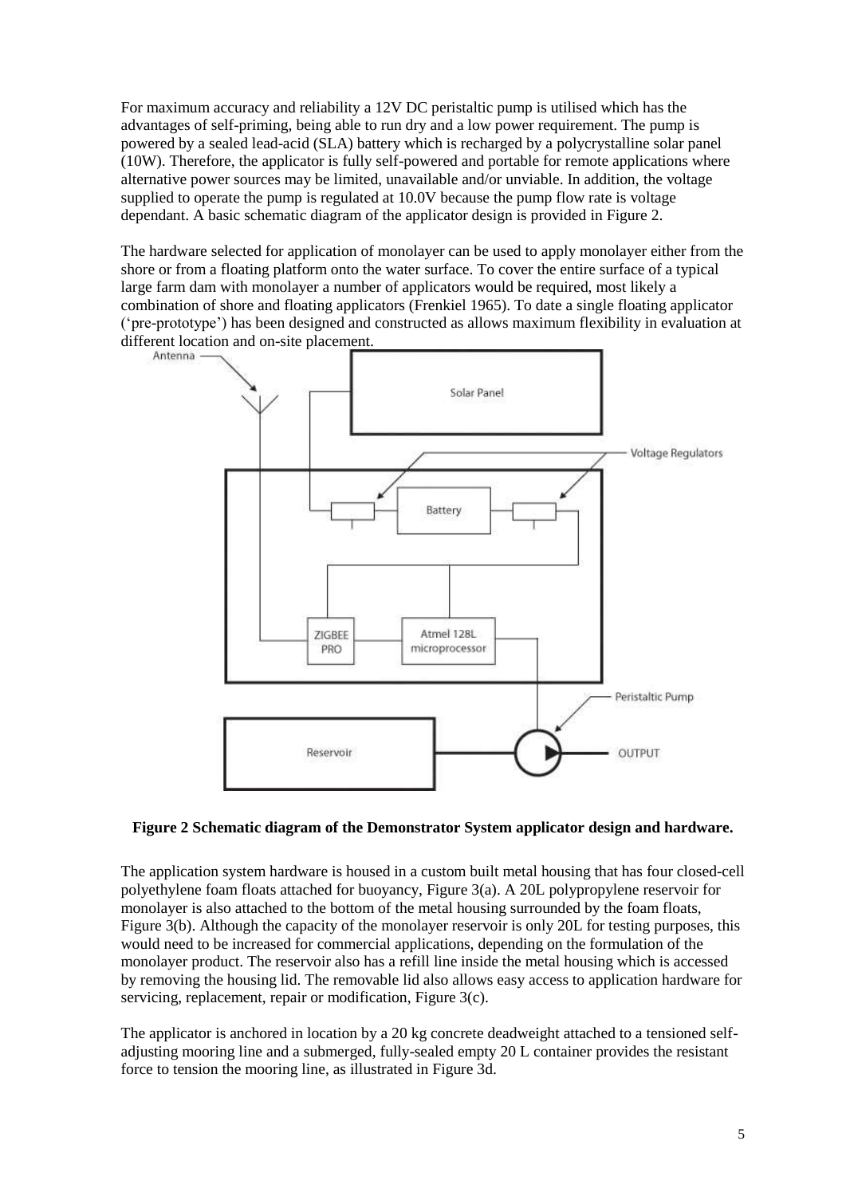For maximum accuracy and reliability a 12V DC peristaltic pump is utilised which has the advantages of self-priming, being able to run dry and a low power requirement. The pump is powered by a sealed lead-acid (SLA) battery which is recharged by a polycrystalline solar panel (10W). Therefore, the applicator is fully self-powered and portable for remote applications where alternative power sources may be limited, unavailable and/or unviable. In addition, the voltage supplied to operate the pump is regulated at 10.0V because the pump flow rate is voltage dependant. A basic schematic diagram of the applicator design is provided in Figure 2.

The hardware selected for application of monolayer can be used to apply monolayer either from the shore or from a floating platform onto the water surface. To cover the entire surface of a typical large farm dam with monolayer a number of applicators would be required, most likely a combination of shore and floating applicators (Frenkiel 1965). To date a single floating applicator ('pre-prototype') has been designed and constructed as allows maximum flexibility in evaluation at different location and on-site placement.

**Figure 2 Schematic diagram of the Demonstrator System applicator design and hardware.**

The application system hardware is housed in a custom built metal housing that has four closed-cell polyethylene foam floats attached for buoyancy, Figure 3(a). A 20L polypropylene reservoir for monolayer is also attached to the bottom of the metal housing surrounded by the foam floats, Figure 3(b). Although the capacity of the monolayer reservoir is only 20L for testing purposes, this would need to be increased for commercial applications, depending on the formulation of the monolayer product. The reservoir also has a refill line inside the metal housing which is accessed by removing the housing lid. The removable lid also allows easy access to application hardware for servicing, replacement, repair or modification, Figure 3(c).

The applicator is anchored in location by a 20 kg concrete deadweight attached to a tensioned self-adjusting mooring line and a submerged, fully-sealed empty 20 L container provides the resistant force to tension the mooring line, as illustrated in Figure 3d.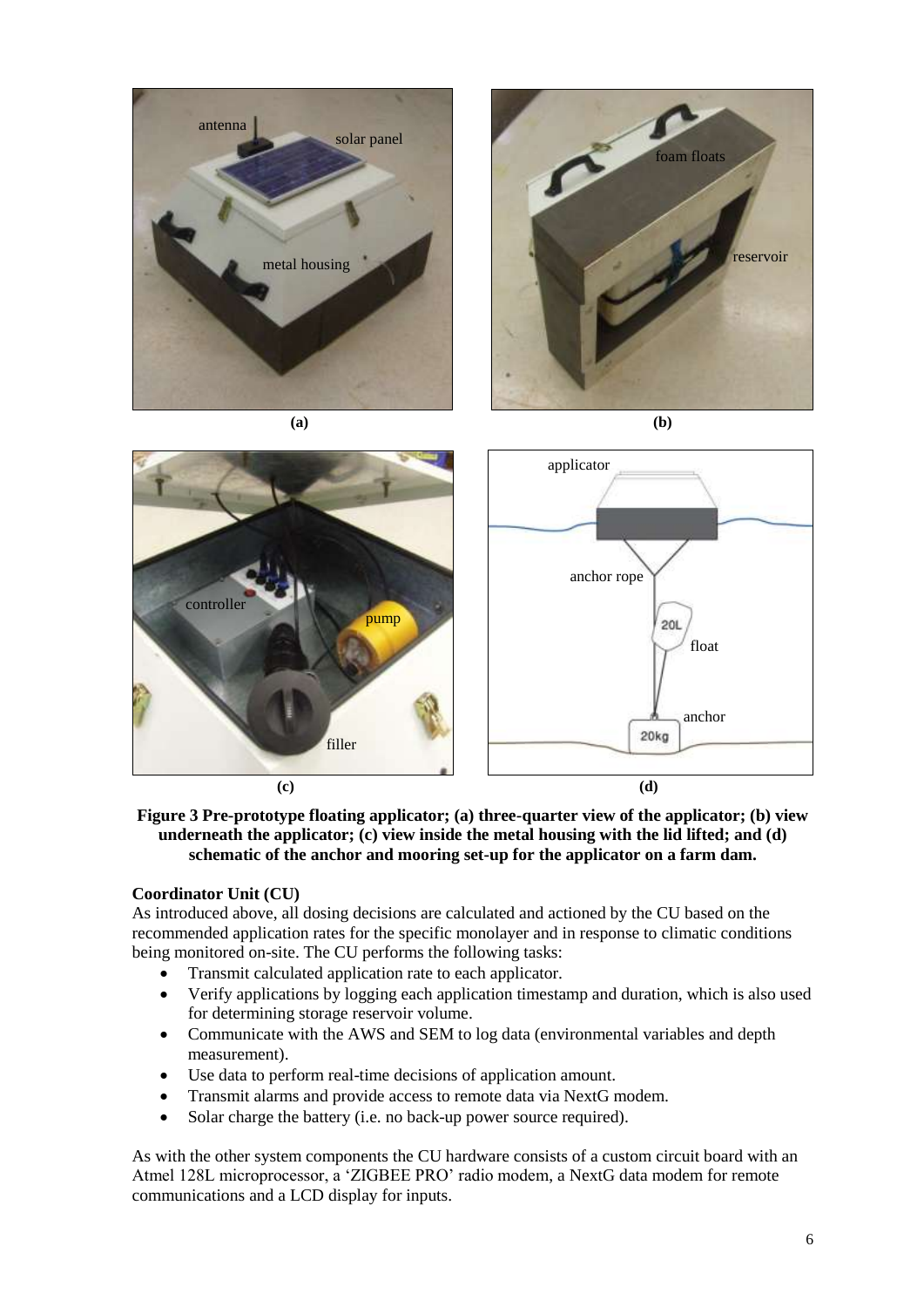**Figure 3 Pre-prototype floating applicator; (a) three-quarter view of the applicator; (b) view underneath the applicator; (c) view inside the metal housing with the lid lifted; and (d) schematic of the anchor and mooring set-up for the applicator on a farm dam.**

**Coordinator Unit (CU)**

As introduced above, all dosing decisions are calculated and actioned by the CU based on the recommended application rates for the specific monolayer and in response to climatic conditions being monitored on-site. The CU performs the following tasks:

- Transmit calculated application rate to each applicator.
- Verify applications by logging each application timestamp and duration, which is also used for determining storage reservoir volume.
- Communicate with the AWS and SEM to log data (environmental variables and depth measurement).
- Use data to perform real-time decisions of application amount.
- Transmit alarms and provide access to remote data via NextG modem.
- Solar charge the battery (i.e. no back-up power source required).

As with the other system components the CU hardware consists of a custom circuit board with an Atmel 128L microprocessor, a 'ZIGBEE PRO' radio modem, a NextG data modem for remote communications and a LCD display for inputs.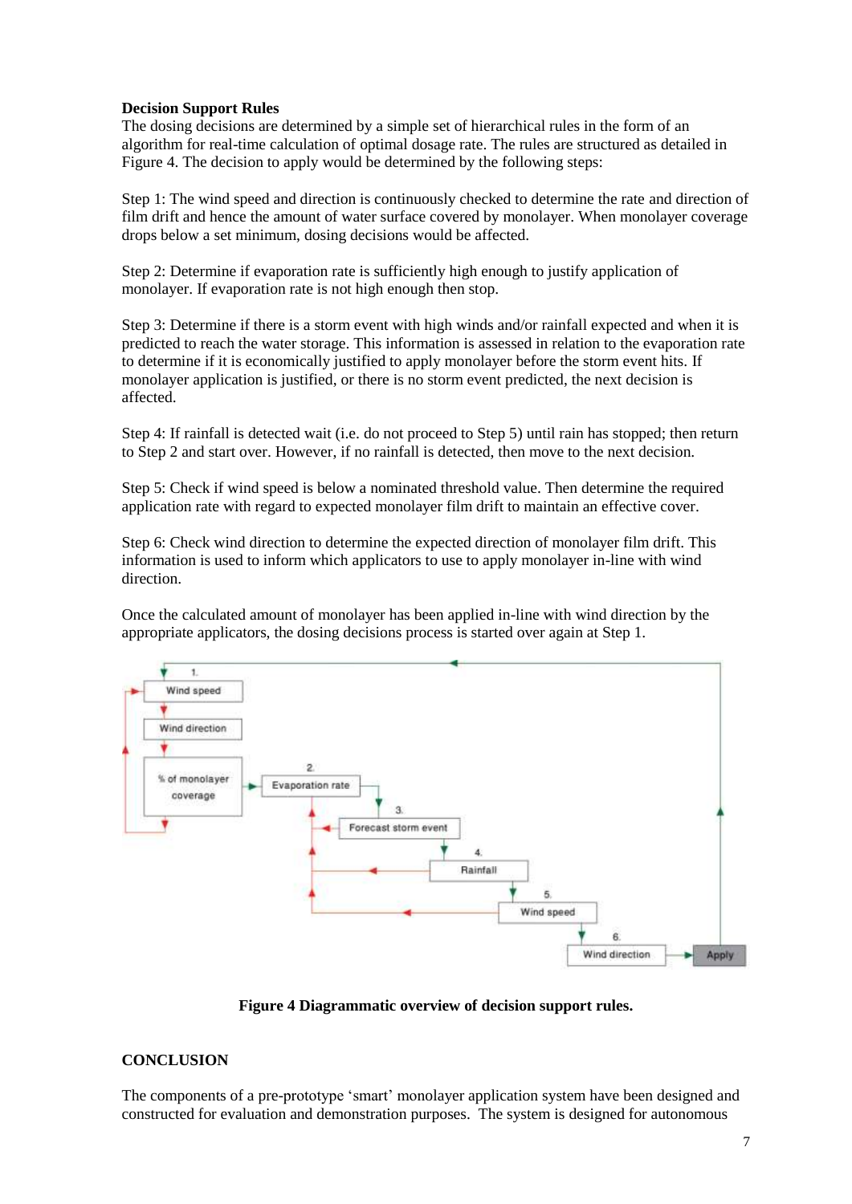**Decision Support Rules**

The dosing decisions are determined by a simple set of hierarchical rules in the form of an algorithm for real-time calculation of optimal dosage rate. The rules are structured as detailed in Figure 4. The decision to apply would be determined by the following steps:

Step 1: The wind speed and direction is continuously checked to determine the rate and direction of film drift and hence the amount of water surface covered by monolayer. When monolayer coverage drops below a set minimum, dosing decisions would be affected.

Step 2: Determine if evaporation rate is sufficiently high enough to justify application of monolayer. If evaporation rate is not high enough then stop.

Step 3: Determine if there is a storm event with high winds and/or rainfall expected and when it is predicted to reach the water storage. This information is assessed in relation to the evaporation rate to determine if it is economically justified to apply monolayer before the storm event hits. If monolayer application is justified, or there is no storm event predicted, the next decision is affected.

Step 4: If rainfall is detected wait (i.e. do not proceed to Step 5) until rain has stopped; then return to Step 2 and start over. However, if no rainfall is detected, then move to the next decision.

Step 5: Check if wind speed is below a nominated threshold value. Then determine the required application rate with regard to expected monolayer film drift to maintain an effective cover.

Step 6: Check wind direction to determine the expected direction of monolayer film drift. This information is used to inform which applicators to use to apply monolayer in-line with wind direction.

Once the calculated amount of monolayer has been applied in-line with wind direction by the appropriate applicators, the dosing decisions process is started over again at Step 1.

**Figure 4 Diagrammatic overview of decision support rules.**

## CONCLUSION

The components of a pre-prototype 'smart' monolayer application system have been designed and constructed for evaluation and demonstration purposes. The system is designed for autonomous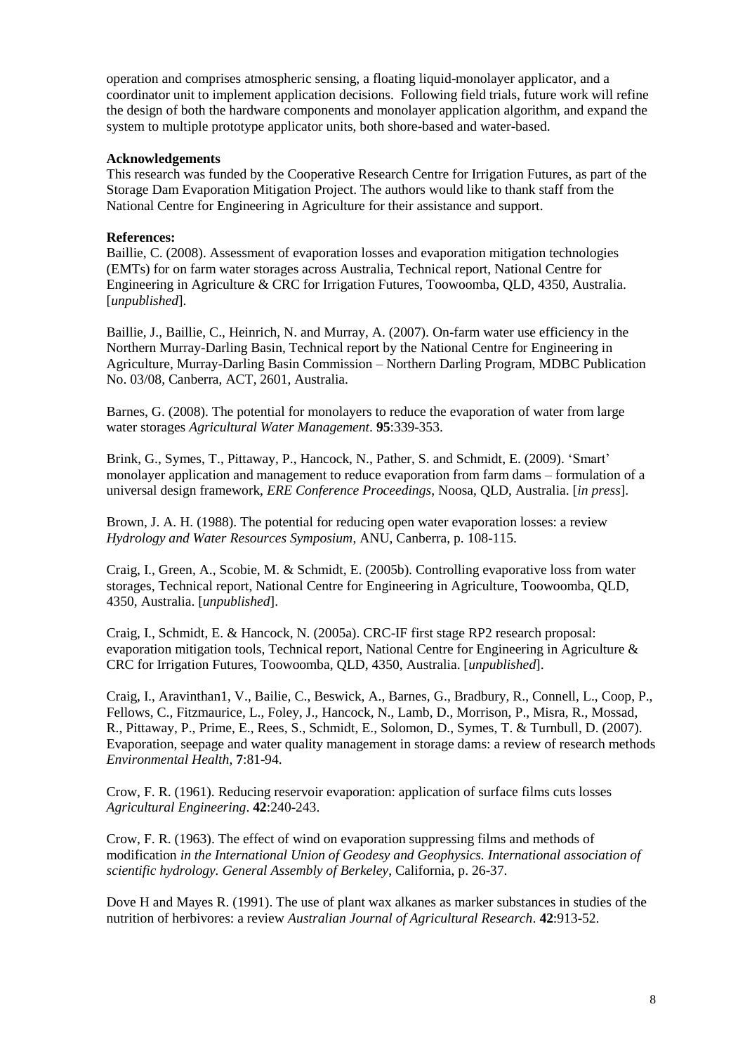operation and comprises atmospheric sensing, a floating liquid-monolayer applicator, and a coordinator unit to implement application decisions. Following field trials, future work will refine the design of both the hardware components and monolayer application algorithm, and expand the system to multiple prototype applicator units, both shore-based and water-based.

**Acknowledgements**

This research was funded by the Cooperative Research Centre for Irrigation Futures, as part of the Storage Dam Evaporation Mitigation Project. The authors would like to thank staff from the National Centre for Engineering in Agriculture for their assistance and support.

**References:**

Baillie, C. (2008). Assessment of evaporation losses and evaporation mitigation technologies (EMTs) for on farm water storages across Australia, Technical report, National Centre for Engineering in Agriculture & CRC for Irrigation Futures, Toowoomba, QLD, 4350, Australia. [*unpublished*].

Baillie, J., Baillie, C., Heinrich, N. and Murray, A. (2007). On-farm water use efficiency in the Northern Murray-Darling Basin, Technical report by the National Centre for Engineering in Agriculture, Murray-Darling Basin Commission – Northern Darling Program, MDBC Publication No. 03/08, Canberra, ACT, 2601, Australia.

Barnes, G. (2008). The potential for monolayers to reduce the evaporation of water from large water storages *Agricultural Water Management*. **95**:339-353.

Brink, G., Symes, T., Pittaway, P., Hancock, N., Pather, S. and Schmidt, E. (2009). 'Smart' monolayer application and management to reduce evaporation from farm dams – formulation of a universal design framework, *ERE Conference Proceedings*, Noosa, QLD, Australia. [*in press*].

Brown, J. A. H. (1988). The potential for reducing open water evaporation losses: a review *Hydrology and Water Resources Symposium*, ANU, Canberra, p. 108-115.

Craig, I., Green, A., Scobie, M. & Schmidt, E. (2005b). Controlling evaporative loss from water storages, Technical report, National Centre for Engineering in Agriculture, Toowoomba, QLD, 4350, Australia. [*unpublished*].

Craig, I., Schmidt, E. & Hancock, N. (2005a). CRC-IF first stage RP2 research proposal: evaporation mitigation tools, Technical report, National Centre for Engineering in Agriculture & CRC for Irrigation Futures, Toowoomba, QLD, 4350, Australia. [*unpublished*].

Craig, I., Aravinthan1, V., Bailie, C., Beswick, A., Barnes, G., Bradbury, R., Connell, L., Coop, P., Fellows, C., Fitzmaurice, L., Foley, J., Hancock, N., Lamb, D., Morrison, P., Misra, R., Mossad, R., Pittaway, P., Prime, E., Rees, S., Schmidt, E., Solomon, D., Symes, T. & Turnbull, D. (2007). Evaporation, seepage and water quality management in storage dams: a review of research methods *Environmental Health*, **7**:81-94.

Crow, F. R. (1961). Reducing reservoir evaporation: application of surface films cuts losses *Agricultural Engineering*. **42**:240-243.

Crow, F. R. (1963). The effect of wind on evaporation suppressing films and methods of modification *in the International Union of Geodesy and Geophysics. International association of scientific hydrology. General Assembly of Berkeley*, California, p. 26-37.

Dove H and Mayes R. (1991). The use of plant wax alkanes as marker substances in studies of the nutrition of herbivores: a review *Australian Journal of Agricultural Research*. **42**:913-52.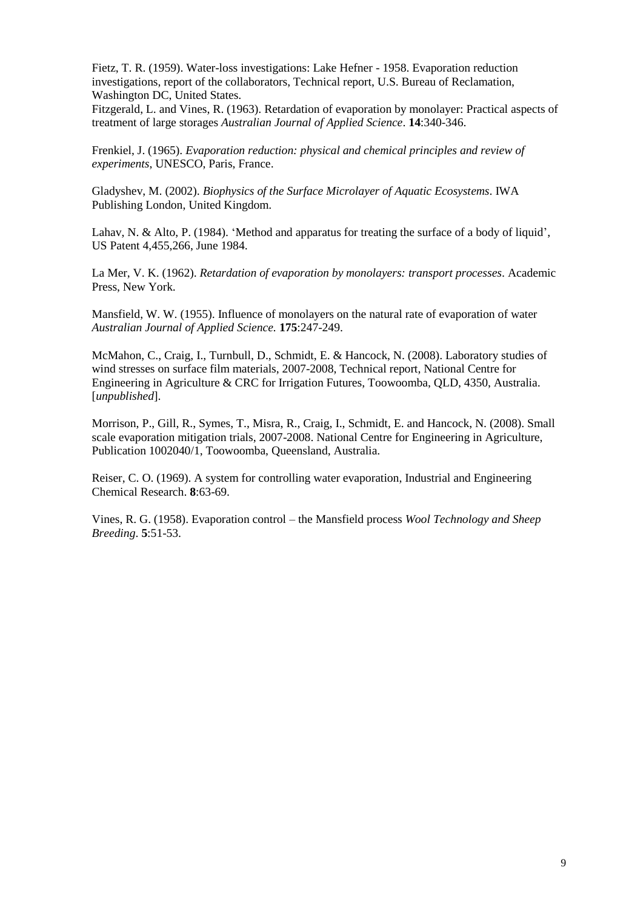Fietz, T. R. (1959). Water-loss investigations: Lake Hefner - 1958. Evaporation reduction investigations, report of the collaborators, Technical report, U.S. Bureau of Reclamation, Washington DC, United States.
Fitzgerald, L. and Vines, R. (1963). Retardation of evaporation by monolayer: Practical aspects of treatment of large storages *Australian Journal of Applied Science*. **14**:340-346.

Frenkiel, J. (1965). *Evaporation reduction: physical and chemical principles and review of experiments*, UNESCO, Paris, France.

Gladyshev, M. (2002). *Biophysics of the Surface Microlayer of Aquatic Ecosystems*. IWA Publishing London, United Kingdom.

Lahav, N. & Alto, P. (1984). 'Method and apparatus for treating the surface of a body of liquid', US Patent 4,455,266, June 1984.

La Mer, V. K. (1962). *Retardation of evaporation by monolayers: transport processes*. Academic Press, New York.

Mansfield, W. W. (1955). Influence of monolayers on the natural rate of evaporation of water *Australian Journal of Applied Science.* **175**:247-249.

McMahon, C., Craig, I., Turnbull, D., Schmidt, E. & Hancock, N. (2008). Laboratory studies of wind stresses on surface film materials, 2007-2008, Technical report, National Centre for Engineering in Agriculture & CRC for Irrigation Futures, Toowoomba, QLD, 4350, Australia. [*unpublished*].

Morrison, P., Gill, R., Symes, T., Misra, R., Craig, I., Schmidt, E. and Hancock, N. (2008). Small scale evaporation mitigation trials, 2007-2008. National Centre for Engineering in Agriculture, Publication 1002040/1, Toowoomba, Queensland, Australia.

Reiser, C. O. (1969). A system for controlling water evaporation, Industrial and Engineering Chemical Research. **8**:63-69.

Vines, R. G. (1958). Evaporation control – the Mansfield process *Wool Technology and Sheep Breeding*. **5**:51-53.